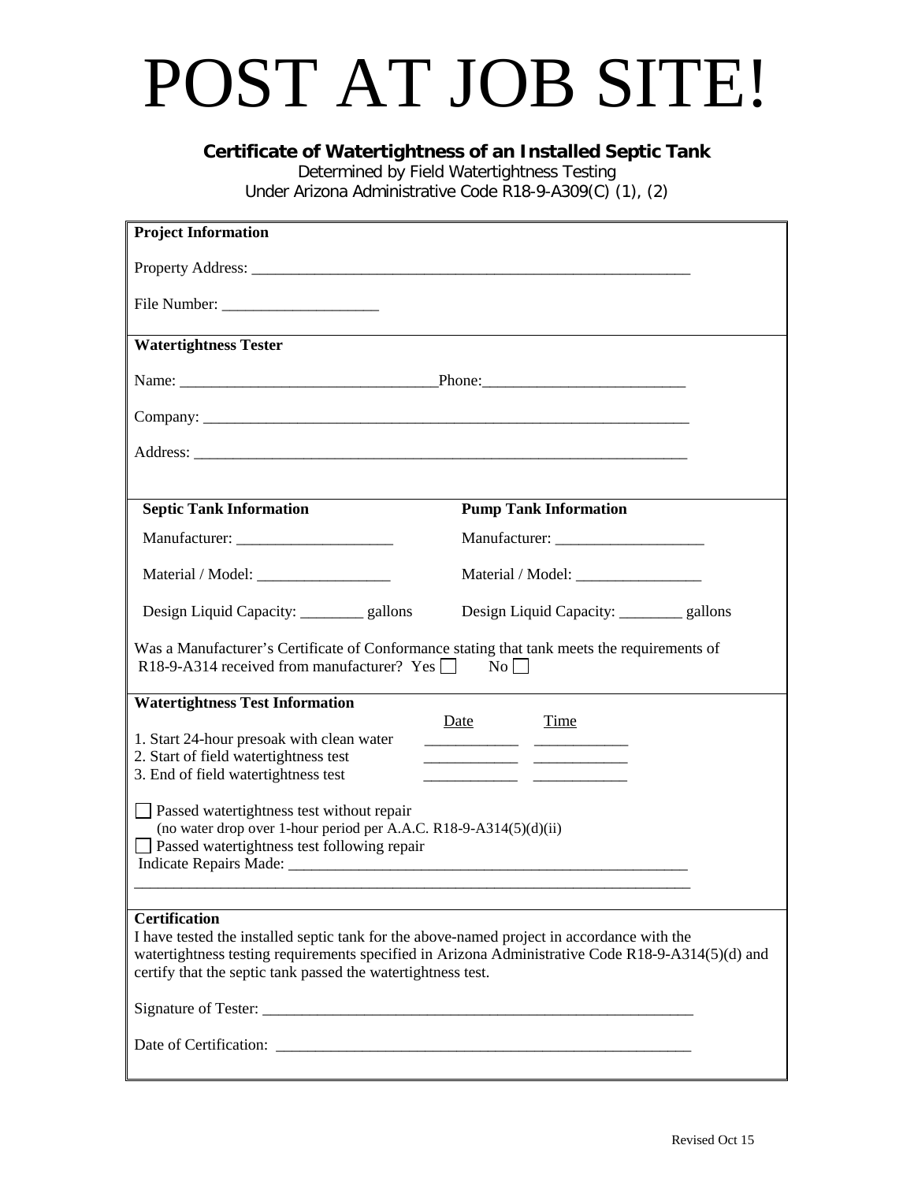# POST AT JOB SITE!

**Certificate of Watertightness of an Installed Septic Tank**
Determined by Field Watertightness Testing
Under Arizona Administrative Code R18-9-A309(C) (1), (2)

**Project Information**

Property Address: ___________________________________________________________

File Number: ____________________

**Watertightness Tester**

Name: _________________________________Phone:__________________________

Company: _______________________________________________________________

Address: ________________________________________________________________

| **Septic Tank Information** | **Pump Tank Information** |
|---|---|
| Manufacturer: ____________________ | Manufacturer: ___________________ |
| Material / Model: _________________ | Material / Model: ________________ |
| Design Liquid Capacity: ________ gallons | Design Liquid Capacity: ________ gallons |

Was a Manufacturer's Certificate of Conformance stating that tank meets the requirements of R18-9-A314 received from manufacturer? Yes ☐ No ☐

**Watertightness Test Information**

| | Date | Time |
|---|---|---|
| 1. Start 24-hour presoak with clean water | ___________ | ___________ |
| 2. Start of field watertightness test | ___________ | ___________ |
| 3. End of field watertightness test | ___________ | ___________ |

☐ Passed watertightness test without repair
(no water drop over 1-hour period per A.A.C. R18-9-A314(5)(d)(ii)

☐ Passed watertightness test following repair

Indicate Repairs Made: _____________________________________________________
_________________________________________________________________________

**Certification**

I have tested the installed septic tank for the above-named project in accordance with the watertightness testing requirements specified in Arizona Administrative Code R18-9-A314(5)(d) and certify that the septic tank passed the watertightness test.

Signature of Tester: _________________________________________________________

Date of Certification: _______________________________________________________

Revised Oct 15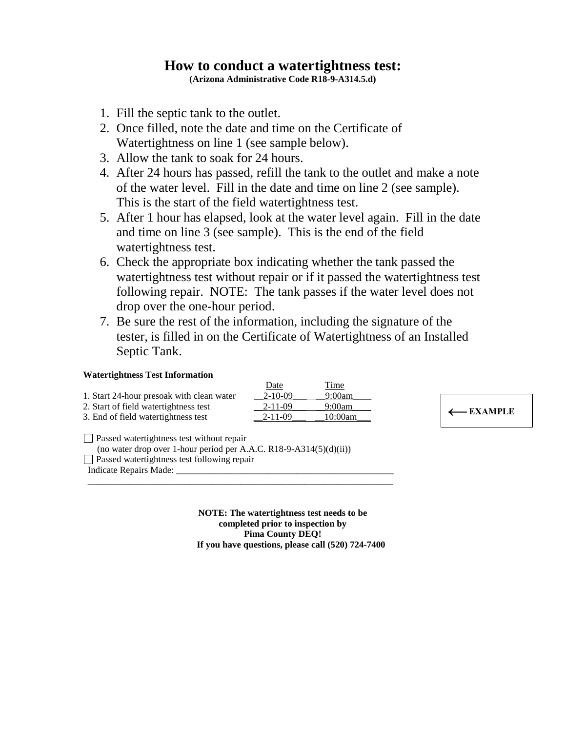# How to conduct a watertightness test:

**(Arizona Administrative Code R18-9-A314.5.d)**

1. Fill the septic tank to the outlet.
2. Once filled, note the date and time on the Certificate of Watertightness on line 1 (see sample below).
3. Allow the tank to soak for 24 hours.
4. After 24 hours has passed, refill the tank to the outlet and make a note of the water level. Fill in the date and time on line 2 (see sample). This is the start of the field watertightness test.
5. After 1 hour has elapsed, look at the water level again. Fill in the date and time on line 3 (see sample). This is the end of the field watertightness test.
6. Check the appropriate box indicating whether the tank passed the watertightness test without repair or if it passed the watertightness test following repair. NOTE: The tank passes if the water level does not drop over the one-hour period.
7. Be sure the rest of the information, including the signature of the tester, is filled in on the Certificate of Watertightness of an Installed Septic Tank.

**Watertightness Test Information**

| | Date | Time |
|---|---|---|
| 1. Start 24-hour presoak with clean water | 2-10-09 | 9:00am |
| 2. Start of field watertightness test | 2-11-09 | 9:00am |
| 3. End of field watertightness test | 2-11-09 | 10:00am |

**⟵ EXAMPLE**

☐ Passed watertightness test without repair
(no water drop over 1-hour period per A.A.C. R18-9-A314(5)(d)(ii))

☐ Passed watertightness test following repair

Indicate Repairs Made: ________________________________________________

____________________________________________________________________

**NOTE: The watertightness test needs to be completed prior to inspection by Pima County DEQ!**

**If you have questions, please call (520) 724-7400**